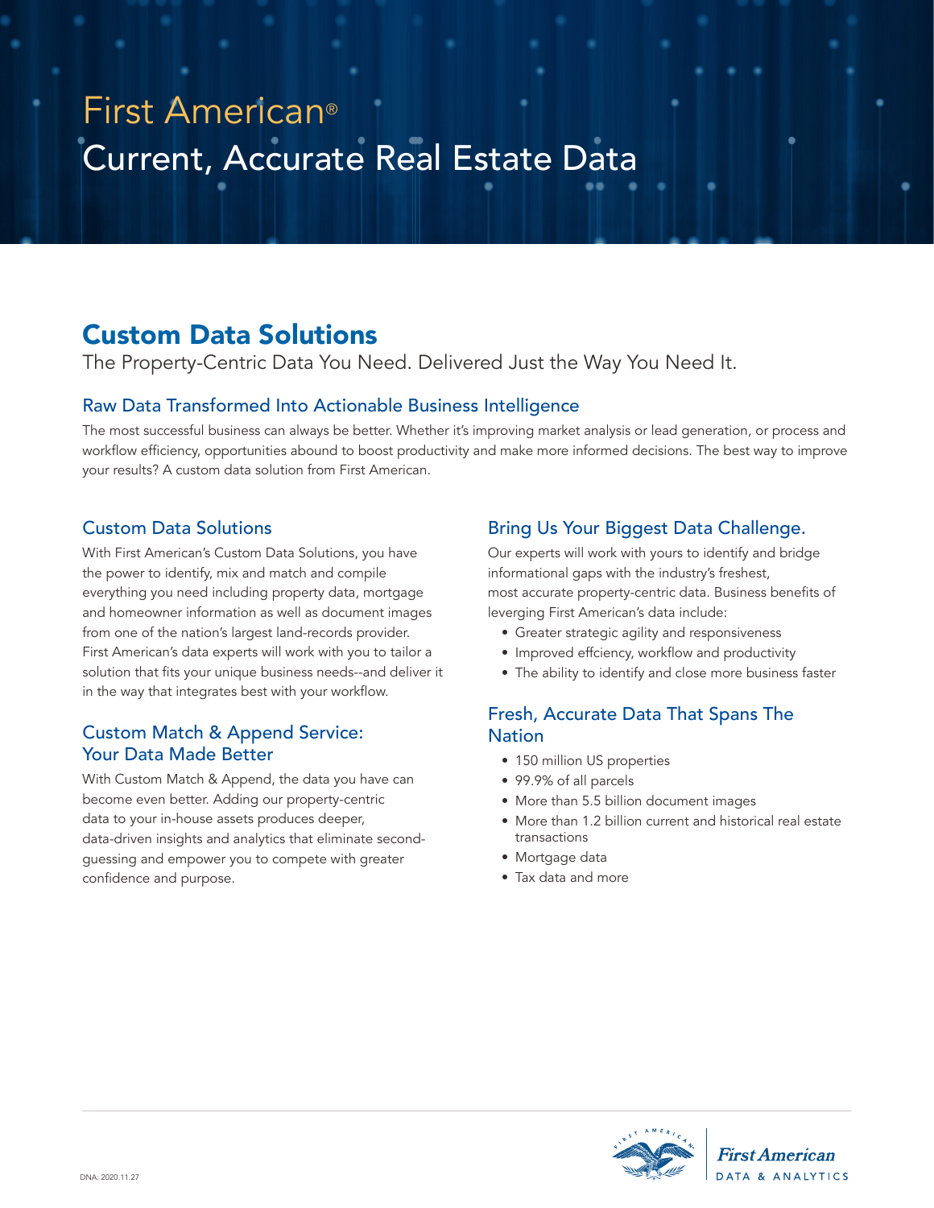# First American®

# Current, Accurate Real Estate Data

## Custom Data Solutions

The Property-Centric Data You Need. Delivered Just the Way You Need It.

### Raw Data Transformed Into Actionable Business Intelligence

The most successful business can always be better. Whether it's improving market analysis or lead generation, or process and workflow efficiency, opportunities abound to boost productivity and make more informed decisions. The best way to improve your results? A custom data solution from First American.

### Custom Data Solutions

With First American's Custom Data Solutions, you have the power to identify, mix and match and compile everything you need including property data, mortgage and homeowner information as well as document images from one of the nation's largest land-records provider. First American's data experts will work with you to tailor a solution that fits your unique business needs--and deliver it in the way that integrates best with your workflow.

### Custom Match & Append Service: Your Data Made Better

With Custom Match & Append, the data you have can become even better. Adding our property-centric data to your in-house assets produces deeper, data-driven insights and analytics that eliminate second-guessing and empower you to compete with greater confidence and purpose.

### Bring Us Your Biggest Data Challenge.

Our experts will work with yours to identify and bridge informational gaps with the industry's freshest, most accurate property-centric data. Business benefits of leveraging First American's data include:

- Greater strategic agility and responsiveness
- Improved effciency, workflow and productivity
- The ability to identify and close more business faster

### Fresh, Accurate Data That Spans The Nation

- 150 million US properties
- 99.9% of all parcels
- More than 5.5 billion document images
- More than 1.2 billion current and historical real estate transactions
- Mortgage data
- Tax data and more

DNA: 2020.11.27

First American DATA & ANALYTICS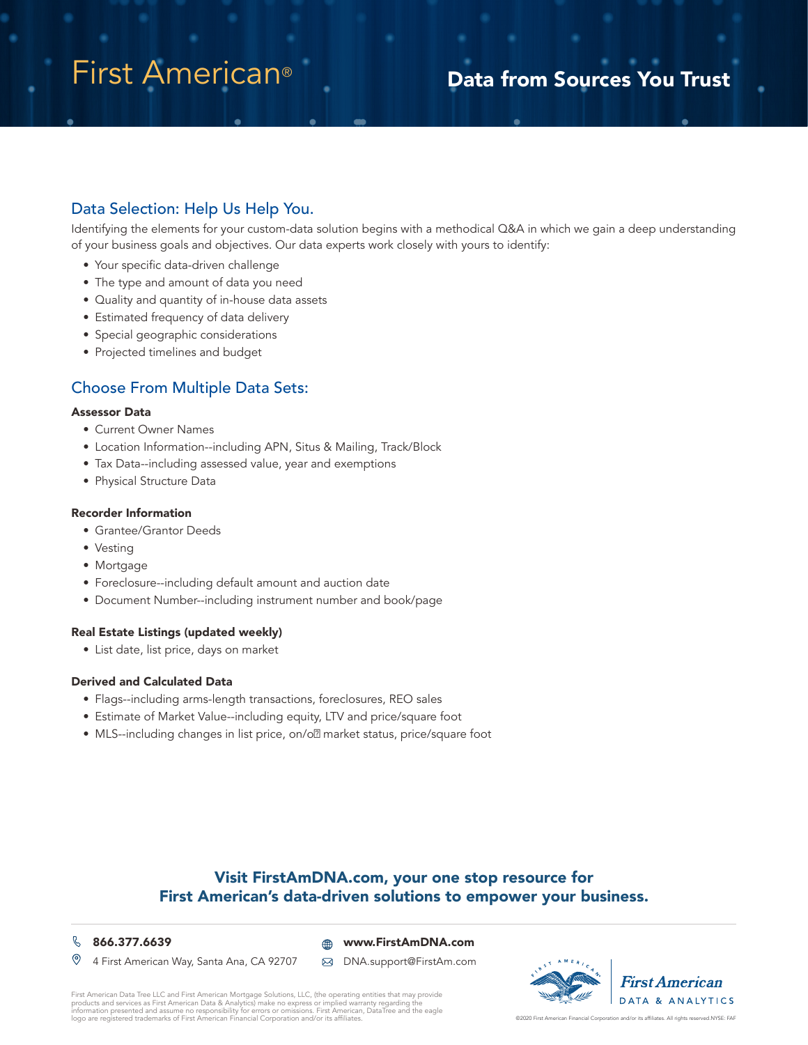First American®

# Data from Sources You Trust

## Data Selection: Help Us Help You.

Identifying the elements for your custom-data solution begins with a methodical Q&A in which we gain a deep understanding of your business goals and objectives. Our data experts work closely with yours to identify:

- Your specific data-driven challenge
- The type and amount of data you need
- Quality and quantity of in-house data assets
- Estimated frequency of data delivery
- Special geographic considerations
- Projected timelines and budget

## Choose From Multiple Data Sets:

**Assessor Data**

- Current Owner Names
- Location Information--including APN, Situs & Mailing, Track/Block
- Tax Data--including assessed value, year and exemptions
- Physical Structure Data

**Recorder Information**

- Grantee/Grantor Deeds
- Vesting
- Mortgage
- Foreclosure--including default amount and auction date
- Document Number--including instrument number and book/page

**Real Estate Listings (updated weekly)**

- List date, list price, days on market

**Derived and Calculated Data**

- Flags--including arms-length transactions, foreclosures, REO sales
- Estimate of Market Value--including equity, LTV and price/square foot
- MLS--including changes in list price, on/off market status, price/square foot

**Visit FirstAmDNA.com, your one stop resource for First American's data-driven solutions to empower your business.**

**866.377.6639**

4 First American Way, Santa Ana, CA 92707

**www.FirstAmDNA.com**

DNA.support@FirstAm.com

First American Data Tree LLC and First American Mortgage Solutions, LLC, (the operating entities that may provide products and services as First American Data & Analytics) make no express or implied warranty regarding the information presented and assume no responsibility for errors or omissions. First American, DataTree and the eagle logo are registered trademarks of First American Financial Corporation and/or its affiliates.

First American DATA & ANALYTICS

©2020 First American Financial Corporation and/or its affiliates. All rights reserved.NYSE: FAF